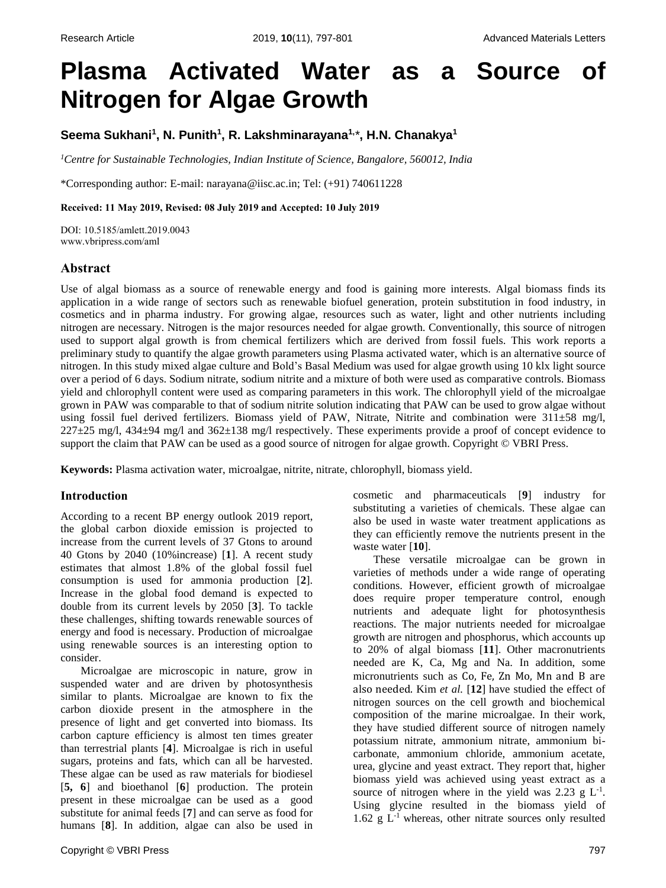# Plasma Activated Water as a Source of Nitrogen for Algae Growth

**Seema Sukhani[1], N. Punith[1], R. Lakshminarayana[1,*], H.N. Chanakya[1]**

[1]*Centre for Sustainable Technologies, Indian Institute of Science, Bangalore, 560012, India*

*Corresponding author: E-mail: narayana@iisc.ac.in; Tel: (+91) 740611228

**Received: 11 May 2019, Revised: 08 July 2019 and Accepted: 10 July 2019**

DOI: 10.5185/amlett.2019.0043
www.vbripress.com/aml

## Abstract

Use of algal biomass as a source of renewable energy and food is gaining more interests. Algal biomass finds its application in a wide range of sectors such as renewable biofuel generation, protein substitution in food industry, in cosmetics and in pharma industry. For growing algae, resources such as water, light and other nutrients including nitrogen are necessary. Nitrogen is the major resources needed for algae growth. Conventionally, this source of nitrogen used to support algal growth is from chemical fertilizers which are derived from fossil fuels. This work reports a preliminary study to quantify the algae growth parameters using Plasma activated water, which is an alternative source of nitrogen. In this study mixed algae culture and Bold's Basal Medium was used for algae growth using 10 klx light source over a period of 6 days. Sodium nitrate, sodium nitrite and a mixture of both were used as comparative controls. Biomass yield and chlorophyll content were used as comparing parameters in this work. The chlorophyll yield of the microalgae grown in PAW was comparable to that of sodium nitrite solution indicating that PAW can be used to grow algae without using fossil fuel derived fertilizers. Biomass yield of PAW, Nitrate, Nitrite and combination were 311±58 mg/l, 227±25 mg/l, 434±94 mg/l and 362±138 mg/l respectively. These experiments provide a proof of concept evidence to support the claim that PAW can be used as a good source of nitrogen for algae growth. Copyright © VBRI Press.

**Keywords:** Plasma activation water, microalgae, nitrite, nitrate, chlorophyll, biomass yield.

## Introduction

According to a recent BP energy outlook 2019 report, the global carbon dioxide emission is projected to increase from the current levels of 37 Gtons to around 40 Gtons by 2040 (10%increase) [**1**]. A recent study estimates that almost 1.8% of the global fossil fuel consumption is used for ammonia production [**2**]. Increase in the global food demand is expected to double from its current levels by 2050 [**3**]. To tackle these challenges, shifting towards renewable sources of energy and food is necessary. Production of microalgae using renewable sources is an interesting option to consider.

Microalgae are microscopic in nature, grow in suspended water and are driven by photosynthesis similar to plants. Microalgae are known to fix the carbon dioxide present in the atmosphere in the presence of light and get converted into biomass. Its carbon capture efficiency is almost ten times greater than terrestrial plants [**4**]. Microalgae is rich in useful sugars, proteins and fats, which can all be harvested. These algae can be used as raw materials for biodiesel [**5, 6**] and bioethanol [**6**] production. The protein present in these microalgae can be used as a good substitute for animal feeds [**7**] and can serve as food for humans [**8**]. In addition, algae can also be used in cosmetic and pharmaceuticals [**9**] industry for substituting a varieties of chemicals. These algae can also be used in waste water treatment applications as they can efficiently remove the nutrients present in the waste water [**10**].

These versatile microalgae can be grown in varieties of methods under a wide range of operating conditions. However, efficient growth of microalgae does require proper temperature control, enough nutrients and adequate light for photosynthesis reactions. The major nutrients needed for microalgae growth are nitrogen and phosphorus, which accounts up to 20% of algal biomass [**11**]. Other macronutrients needed are K, Ca, Mg and Na. In addition, some micronutrients such as Co, Fe, Zn Mo, Mn and B are also needed. Kim *et al.* [**12**] have studied the effect of nitrogen sources on the cell growth and biochemical composition of the marine microalgae. In their work, they have studied different source of nitrogen namely potassium nitrate, ammonium nitrate, ammonium bi-carbonate, ammonium chloride, ammonium acetate, urea, glycine and yeast extract. They report that, higher biomass yield was achieved using yeast extract as a source of nitrogen where in the yield was 2.23 g $L^{-1}$. Using glycine resulted in the biomass yield of 1.62 g $L^{-1}$ whereas, other nitrate sources only resulted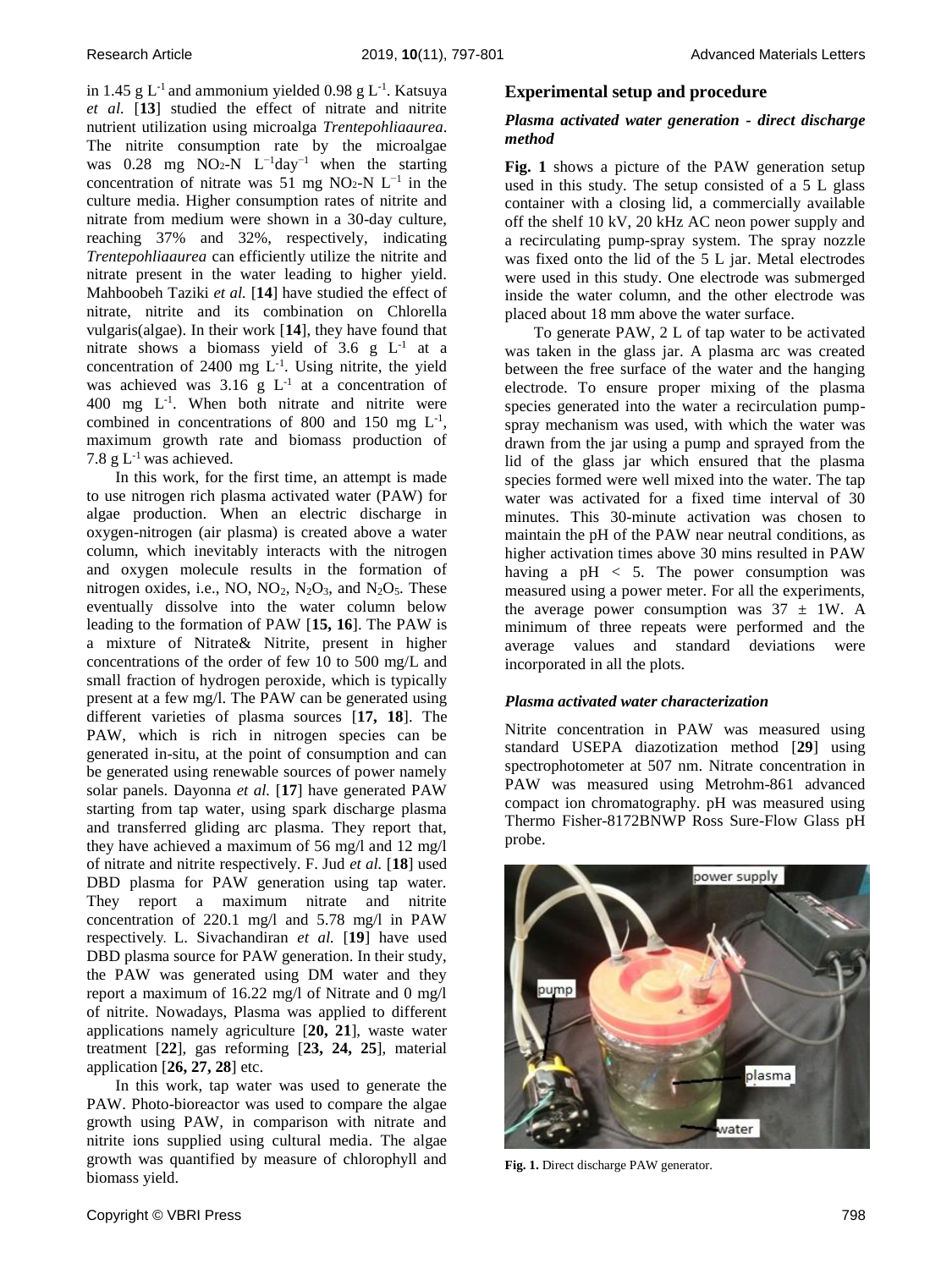in 1.45 g $L^{-1}$ and ammonium yielded 0.98 g $L^{-1}$. Katsuya *et al.* [**13**] studied the effect of nitrate and nitrite nutrient utilization using microalga *Trentepohliaaurea*. The nitrite consumption rate by the microalgae was 0.28 mg $NO_2$-N $L^{-1}day^{-1}$ when the starting concentration of nitrate was 51 mg $NO_2$-N $L^{-1}$ in the culture media. Higher consumption rates of nitrite and nitrate from medium were shown in a 30-day culture, reaching 37% and 32%, respectively, indicating *Trentepohliaaurea* can efficiently utilize the nitrite and nitrate present in the water leading to higher yield. Mahboobeh Taziki *et al.* [**14**] have studied the effect of nitrate, nitrite and its combination on Chlorella vulgaris(algae). In their work [**14**], they have found that nitrate shows a biomass yield of 3.6 g $L^{-1}$ at a concentration of 2400 mg $L^{-1}$. Using nitrite, the yield was achieved was 3.16 g $L^{-1}$ at a concentration of 400 mg $L^{-1}$. When both nitrate and nitrite were combined in concentrations of 800 and 150 mg $L^{-1}$, maximum growth rate and biomass production of 7.8 g $L^{-1}$ was achieved.

In this work, for the first time, an attempt is made to use nitrogen rich plasma activated water (PAW) for algae production. When an electric discharge in oxygen-nitrogen (air plasma) is created above a water column, which inevitably interacts with the nitrogen and oxygen molecule results in the formation of nitrogen oxides, i.e., NO, $NO_2$, $N_2O_3$, and $N_2O_5$. These eventually dissolve into the water column below leading to the formation of PAW [**15, 16**]. The PAW is a mixture of Nitrate& Nitrite, present in higher concentrations of the order of few 10 to 500 mg/L and small fraction of hydrogen peroxide, which is typically present at a few mg/l. The PAW can be generated using different varieties of plasma sources [**17, 18**]. The PAW, which is rich in nitrogen species can be generated in-situ, at the point of consumption and can be generated using renewable sources of power namely solar panels. Dayonna *et al.* [**17**] have generated PAW starting from tap water, using spark discharge plasma and transferred gliding arc plasma. They report that, they have achieved a maximum of 56 mg/l and 12 mg/l of nitrate and nitrite respectively. F. Jud *et al.* [**18**] used DBD plasma for PAW generation using tap water. They report a maximum nitrate and nitrite concentration of 220.1 mg/l and 5.78 mg/l in PAW respectively. L. Sivachandiran *et al.* [**19**] have used DBD plasma source for PAW generation. In their study, the PAW was generated using DM water and they report a maximum of 16.22 mg/l of Nitrate and 0 mg/l of nitrite. Nowadays, Plasma was applied to different applications namely agriculture [**20, 21**], waste water treatment [**22**], gas reforming [**23, 24, 25**], material application [**26, 27, 28**] etc.

In this work, tap water was used to generate the PAW. Photo-bioreactor was used to compare the algae growth using PAW, in comparison with nitrate and nitrite ions supplied using cultural media. The algae growth was quantified by measure of chlorophyll and biomass yield.

## Experimental setup and procedure

### *Plasma activated water generation - direct discharge method*

**Fig. 1** shows a picture of the PAW generation setup used in this study. The setup consisted of a 5 L glass container with a closing lid, a commercially available off the shelf 10 kV, 20 kHz AC neon power supply and a recirculating pump-spray system. The spray nozzle was fixed onto the lid of the 5 L jar. Metal electrodes were used in this study. One electrode was submerged inside the water column, and the other electrode was placed about 18 mm above the water surface.

To generate PAW, 2 L of tap water to be activated was taken in the glass jar. A plasma arc was created between the free surface of the water and the hanging electrode. To ensure proper mixing of the plasma species generated into the water a recirculation pump-spray mechanism was used, with which the water was drawn from the jar using a pump and sprayed from the lid of the glass jar which ensured that the plasma species formed were well mixed into the water. The tap water was activated for a fixed time interval of 30 minutes. This 30-minute activation was chosen to maintain the pH of the PAW near neutral conditions, as higher activation times above 30 mins resulted in PAW having a pH < 5. The power consumption was measured using a power meter. For all the experiments, the average power consumption was 37 ± 1W. A minimum of three repeats were performed and the average values and standard deviations were incorporated in all the plots.

### *Plasma activated water characterization*

Nitrite concentration in PAW was measured using standard USEPA diazotization method [**29**] using spectrophotometer at 507 nm. Nitrate concentration in PAW was measured using Metrohm-861 advanced compact ion chromatography. pH was measured using Thermo Fisher-8172BNWP Ross Sure-Flow Glass pH probe.

**Fig. 1.** Direct discharge PAW generator.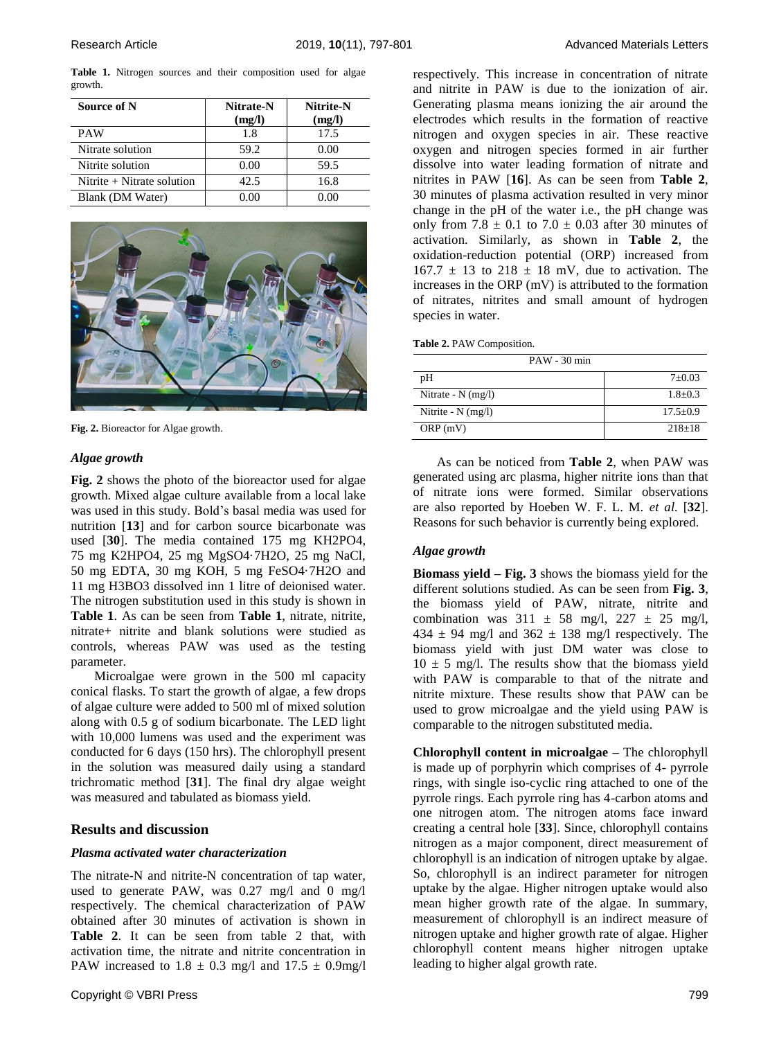**Table 1.** Nitrogen sources and their composition used for algae growth.

| Source of N | Nitrate-N (mg/l) | Nitrite-N (mg/l) |
|---|---|---|
| PAW | 1.8 | 17.5 |
| Nitrate solution | 59.2 | 0.00 |
| Nitrite solution | 0.00 | 59.5 |
| Nitrite + Nitrate solution | 42.5 | 16.8 |
| Blank (DM Water) | 0.00 | 0.00 |

**Fig. 2.** Bioreactor for Algae growth.

### *Algae growth*

**Fig. 2** shows the photo of the bioreactor used for algae growth. Mixed algae culture available from a local lake was used in this study. Bold's basal media was used for nutrition [**13**] and for carbon source bicarbonate was used [**30**]. The media contained 175 mg KH2PO4, 75 mg K2HPO4, 25 mg MgSO4·7H2O, 25 mg NaCl, 50 mg EDTA, 30 mg KOH, 5 mg FeSO4·7H2O and 11 mg H3BO3 dissolved inn 1 litre of deionised water. The nitrogen substitution used in this study is shown in **Table 1**. As can be seen from **Table 1**, nitrate, nitrite, nitrate+ nitrite and blank solutions were studied as controls, whereas PAW was used as the testing parameter.

Microalgae were grown in the 500 ml capacity conical flasks. To start the growth of algae, a few drops of algae culture were added to 500 ml of mixed solution along with 0.5 g of sodium bicarbonate. The LED light with 10,000 lumens was used and the experiment was conducted for 6 days (150 hrs). The chlorophyll present in the solution was measured daily using a standard trichromatic method [**31**]. The final dry algae weight was measured and tabulated as biomass yield.

## Results and discussion

### *Plasma activated water characterization*

The nitrate-N and nitrite-N concentration of tap water, used to generate PAW, was 0.27 mg/l and 0 mg/l respectively. The chemical characterization of PAW obtained after 30 minutes of activation is shown in **Table 2**. It can be seen from table 2 that, with activation time, the nitrate and nitrite concentration in PAW increased to $1.8 \pm 0.3$ mg/l and $17.5 \pm 0.9$mg/l respectively. This increase in concentration of nitrate and nitrite in PAW is due to the ionization of air. Generating plasma means ionizing the air around the electrodes which results in the formation of reactive nitrogen and oxygen species in air. These reactive oxygen and nitrogen species formed in air further dissolve into water leading formation of nitrate and nitrites in PAW [**16**]. As can be seen from **Table 2**, 30 minutes of plasma activation resulted in very minor change in the pH of the water i.e., the pH change was only from $7.8 \pm 0.1$ to $7.0 \pm 0.03$ after 30 minutes of activation. Similarly, as shown in **Table 2**, the oxidation-reduction potential (ORP) increased from $167.7 \pm 13$ to $218 \pm 18$ mV, due to activation. The increases in the ORP (mV) is attributed to the formation of nitrates, nitrites and small amount of hydrogen species in water.

**Table 2.** PAW Composition.

| PAW - 30 min | |
|---|---|
| pH | 7±0.03 |
| Nitrate - N (mg/l) | 1.8±0.3 |
| Nitrite - N (mg/l) | 17.5±0.9 |
| ORP (mV) | 218±18 |

As can be noticed from **Table 2**, when PAW was generated using arc plasma, higher nitrite ions than that of nitrate ions were formed. Similar observations are also reported by Hoeben W. F. L. M. *et al.* [**32**]. Reasons for such behavior is currently being explored.

### *Algae growth*

**Biomass yield – Fig. 3** shows the biomass yield for the different solutions studied. As can be seen from **Fig. 3**, the biomass yield of PAW, nitrate, nitrite and combination was $311 \pm 58$ mg/l, $227 \pm 25$ mg/l, $434 \pm 94$ mg/l and $362 \pm 138$ mg/l respectively. The biomass yield with just DM water was close to $10 \pm 5$ mg/l. The results show that the biomass yield with PAW is comparable to that of the nitrate and nitrite mixture. These results show that PAW can be used to grow microalgae and the yield using PAW is comparable to the nitrogen substituted media.

**Chlorophyll content in microalgae –** The chlorophyll is made up of porphyrin which comprises of 4- pyrrole rings, with single iso-cyclic ring attached to one of the pyrrole rings. Each pyrrole ring has 4-carbon atoms and one nitrogen atom. The nitrogen atoms face inward creating a central hole [**33**]. Since, chlorophyll contains nitrogen as a major component, direct measurement of chlorophyll is an indication of nitrogen uptake by algae. So, chlorophyll is an indirect parameter for nitrogen uptake by the algae. Higher nitrogen uptake would also mean higher growth rate of the algae. In summary, measurement of chlorophyll is an indirect measure of nitrogen uptake and higher growth rate of algae. Higher chlorophyll content means higher nitrogen uptake leading to higher algal growth rate.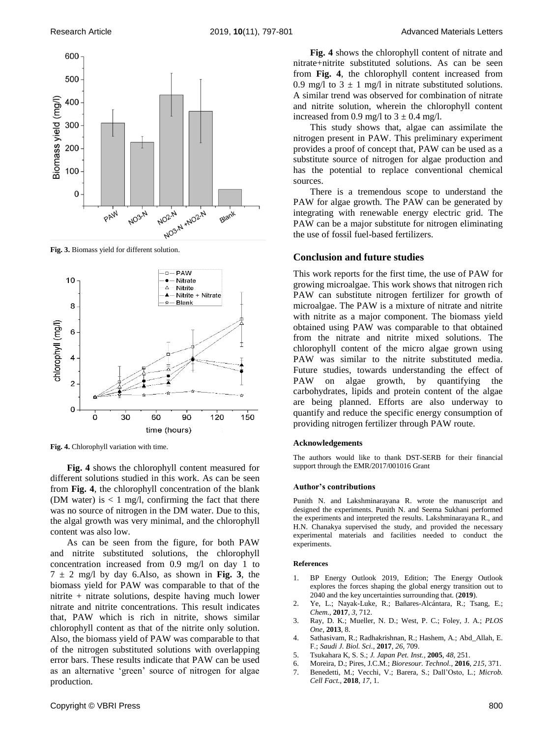Fig. 3. Biomass yield for different solution.

Fig. 4. Chlorophyll variation with time.

**Fig. 4** shows the chlorophyll content measured for different solutions studied in this work. As can be seen from **Fig. 4**, the chlorophyll concentration of the blank (DM water) is < 1 mg/l, confirming the fact that there was no source of nitrogen in the DM water. Due to this, the algal growth was very minimal, and the chlorophyll content was also low.

As can be seen from the figure, for both PAW and nitrite substituted solutions, the chlorophyll concentration increased from 0.9 mg/l on day 1 to 7 ± 2 mg/l by day 6.Also, as shown in **Fig. 3**, the biomass yield for PAW was comparable to that of the nitrite + nitrate solutions, despite having much lower nitrate and nitrite concentrations. This result indicates that, PAW which is rich in nitrite, shows similar chlorophyll content as that of the nitrite only solution. Also, the biomass yield of PAW was comparable to that of the nitrogen substituted solutions with overlapping error bars. These results indicate that PAW can be used as an alternative 'green' source of nitrogen for algae production.

**Fig. 4** shows the chlorophyll content of nitrate and nitrate+nitrite substituted solutions. As can be seen from **Fig. 4**, the chlorophyll content increased from 0.9 mg/l to 3 ± 1 mg/l in nitrate substituted solutions. A similar trend was observed for combination of nitrate and nitrite solution, wherein the chlorophyll content increased from 0.9 mg/l to 3 ± 0.4 mg/l.

This study shows that, algae can assimilate the nitrogen present in PAW. This preliminary experiment provides a proof of concept that, PAW can be used as a substitute source of nitrogen for algae production and has the potential to replace conventional chemical sources.

There is a tremendous scope to understand the PAW for algae growth. The PAW can be generated by integrating with renewable energy electric grid. The PAW can be a major substitute for nitrogen eliminating the use of fossil fuel-based fertilizers.

## Conclusion and future studies

This work reports for the first time, the use of PAW for growing microalgae. This work shows that nitrogen rich PAW can substitute nitrogen fertilizer for growth of microalgae. The PAW is a mixture of nitrate and nitrite with nitrite as a major component. The biomass yield obtained using PAW was comparable to that obtained from the nitrate and nitrite mixed solutions. The chlorophyll content of the micro algae grown using PAW was similar to the nitrite substituted media. Future studies, towards understanding the effect of PAW on algae growth, by quantifying the carbohydrates, lipids and protein content of the algae are being planned. Efforts are also underway to quantify and reduce the specific energy consumption of providing nitrogen fertilizer through PAW route.

#### Acknowledgements

The authors would like to thank DST-SERB for their financial support through the EMR/2017/001016 Grant

#### Author's contributions

Punith N. and Lakshminarayana R. wrote the manuscript and designed the experiments. Punith N. and Seema Sukhani performed the experiments and interpreted the results. Lakshminarayana R., and H.N. Chanakya supervised the study, and provided the necessary experimental materials and facilities needed to conduct the experiments.

#### References

1. BP Energy Outlook 2019, Edition; The Energy Outlook explores the forces shaping the global energy transition out to 2040 and the key uncertainties surrounding that. (**2019**).
2. Ye, L.; Nayak-Luke, R.; Bañares-Alcántara, R.; Tsang, E.; *Chem.*, **2017**, *3*, 712.
3. Ray, D. K.; Mueller, N. D.; West, P. C.; Foley, J. A.; *PLOS One*, **2013**, 8.
4. Sathasivam, R.; Radhakrishnan, R.; Hashem, A.; Abd_Allah, E. F.; *Saudi J. Biol. Sci.*, **2017**, *26*, 709.
5. Tsukahara K, S. S.; *J. Japan Pet. Inst.*, **2005**, *48*, 251.
6. Moreira, D.; Pires, J.C.M.; *Bioresour. Technol.*, **2016**, *215*, 371.
7. Benedetti, M.; Vecchi, V.; Barera, S.; Dall'Osto, L.; *Microb. Cell Fact.*, **2018**, *17*, 1.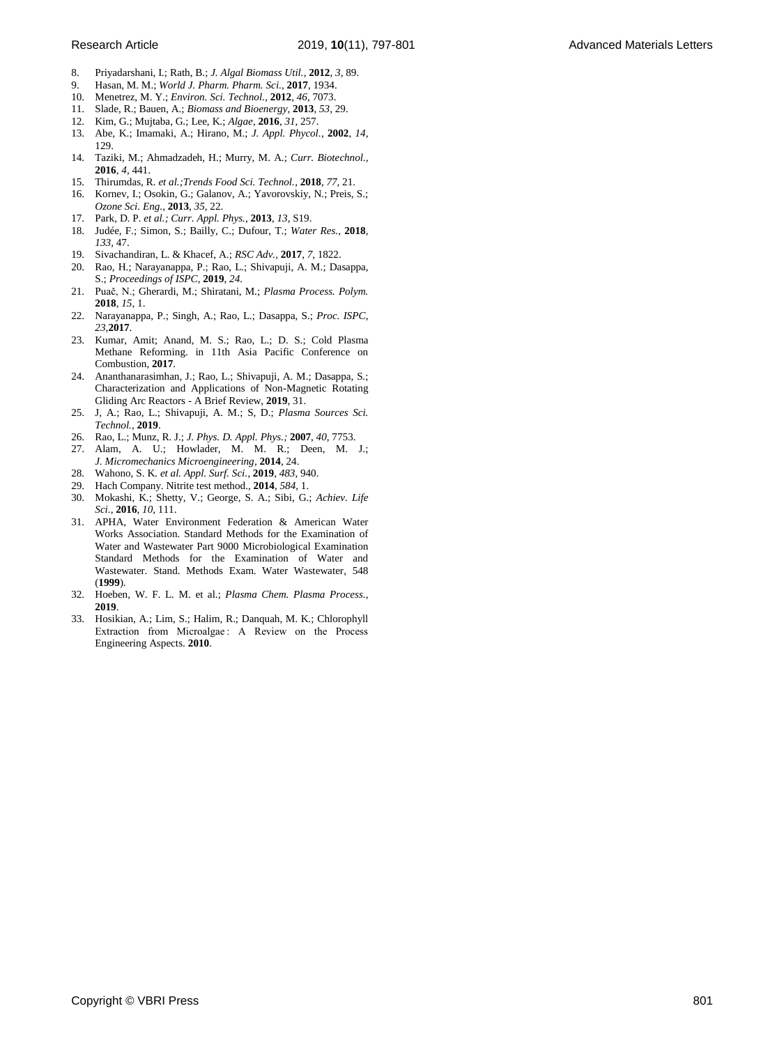8. Priyadarshani, I.; Rath, B.; *J. Algal Biomass Util.*, **2012**, *3*, 89.
9. Hasan, M. M.; *World J. Pharm. Pharm. Sci.*, **2017**, 1934.
10. Menetrez, M. Y.; *Environ. Sci. Technol.*, **2012**, *46*, 7073.
11. Slade, R.; Bauen, A.; *Biomass and Bioenergy*, **2013**, *53*, 29.
12. Kim, G.; Mujtaba, G.; Lee, K.; *Algae*, **2016**, *31*, 257.
13. Abe, K.; Imamaki, A.; Hirano, M.; *J. Appl. Phycol.*, **2002**, *14*, 129.
14. Taziki, M.; Ahmadzadeh, H.; Murry, M. A.; *Curr. Biotechnol.*, **2016**, *4*, 441.
15. Thirumdas, R. *et al.;Trends Food Sci. Technol.*, **2018**, *77*, 21.
16. Kornev, I.; Osokin, G.; Galanov, A.; Yavorovskiy, N.; Preis, S.; *Ozone Sci. Eng.*, **2013**, *35*, 22.
17. Park, D. P. *et al.; Curr. Appl. Phys.*, **2013**, *13*, S19.
18. Judée, F.; Simon, S.; Bailly, C.; Dufour, T.; *Water Res.*, **2018**, *133*, 47.
19. Sivachandiran, L. & Khacef, A.; *RSC Adv.*, **2017**, *7*, 1822.
20. Rao, H.; Narayanappa, P.; Rao, L.; Shivapuji, A. M.; Dasappa, S.; *Proceedings of ISPC*, **2019**, *24*.
21. Puač, N.; Gherardi, M.; Shiratani, M.; *Plasma Process. Polym.* **2018**, *15*, 1.
22. Narayanappa, P.; Singh, A.; Rao, L.; Dasappa, S.; *Proc. ISPC, 23*,**2017**.
23. Kumar, Amit; Anand, M. S.; Rao, L.; D. S.; Cold Plasma Methane Reforming. in 11th Asia Pacific Conference on Combustion, **2017**.
24. Ananthanarasimhan, J.; Rao, L.; Shivapuji, A. M.; Dasappa, S.; Characterization and Applications of Non-Magnetic Rotating Gliding Arc Reactors - A Brief Review, **2019**, 31.
25. J, A.; Rao, L.; Shivapuji, A. M.; S, D.; *Plasma Sources Sci. Technol.*, **2019**.
26. Rao, L.; Munz, R. J.; *J. Phys. D. Appl. Phys.;* **2007**, *40*, 7753.
27. Alam, A. U.; Howlader, M. M. R.; Deen, M. J.; *J. Micromechanics Microengineering*, **2014**, 24.
28. Wahono, S. K. *et al. Appl. Surf. Sci.*, **2019**, *483*, 940.
29. Hach Company. Nitrite test method., **2014**, *584*, 1.
30. Mokashi, K.; Shetty, V.; George, S. A.; Sibi, G.; *Achiev. Life Sci.*, **2016**, *10*, 111.
31. APHA, Water Environment Federation & American Water Works Association. Standard Methods for the Examination of Water and Wastewater Part 9000 Microbiological Examination Standard Methods for the Examination of Water and Wastewater. Stand. Methods Exam. Water Wastewater, 548 (**1999**).
32. Hoeben, W. F. L. M. et al.; *Plasma Chem. Plasma Process.*, **2019**.
33. Hosikian, A.; Lim, S.; Halim, R.; Danquah, M. K.; Chlorophyll Extraction from Microalgae : A Review on the Process Engineering Aspects. **2010**.